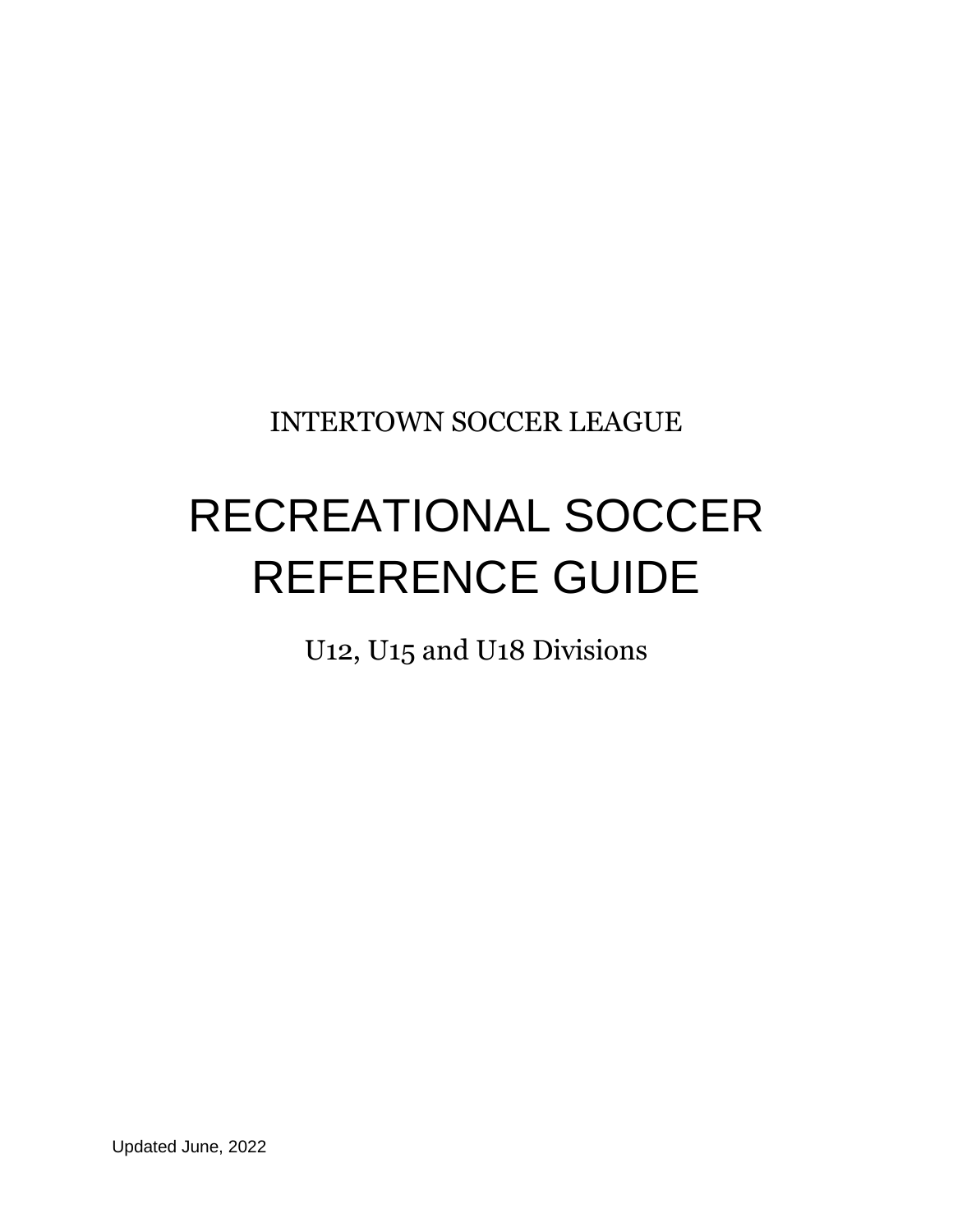INTERTOWN SOCCER LEAGUE

# RECREATIONAL SOCCER REFERENCE GUIDE

U12, U15 and U18 Divisions

Updated June, 2022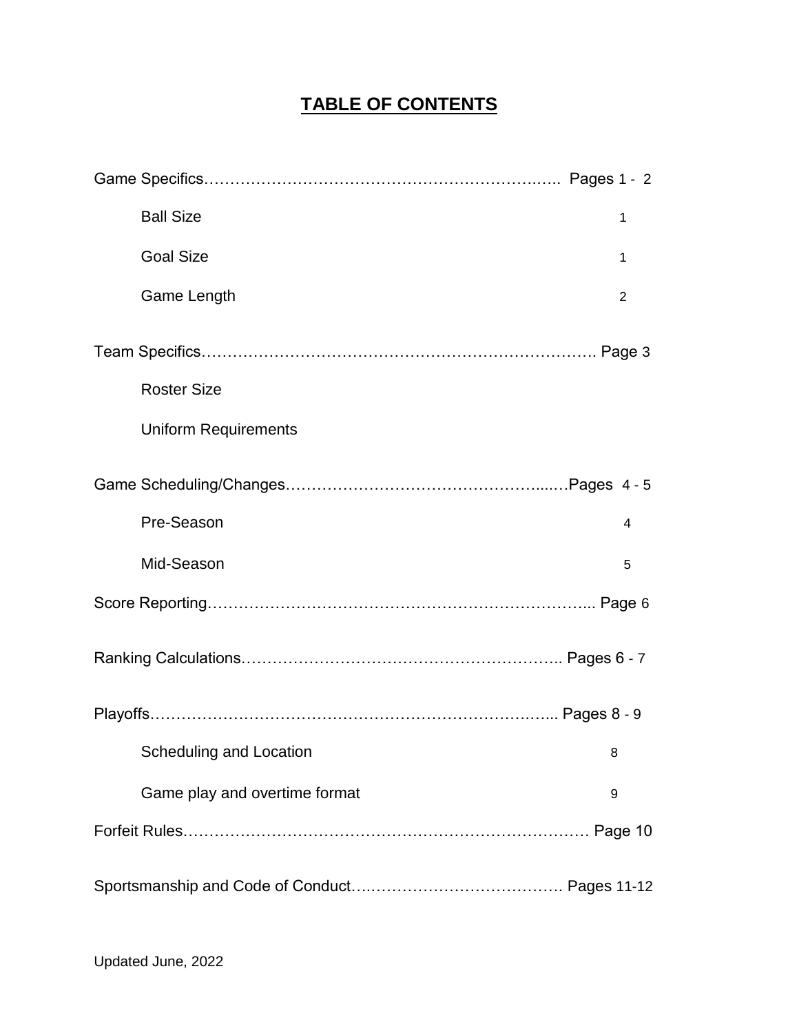# TABLE OF CONTENTS

Game Specifics………………………………………………………….….. Pages 1 - 2

- Ball Size 1
- Goal Size 1
- Game Length 2

Team Specifics…………………………………………………………………. Page 3

- Roster Size
- Uniform Requirements

Game Scheduling/Changes…………………………………………...…Pages 4 - 5

- Pre-Season 4
- Mid-Season 5

Score Reporting……………………………………………….……………... Page 6

Ranking Calculations……………………….………………………….. Pages 6 - 7

Playoffs…………………………………………………………….…... Pages 8 - 9

- Scheduling and Location 8
- Game play and overtime format 9

Forfeit Rules……………………….…………….……………….………… Page 10

Sportsmanship and Code of Conduct….………………………………. Pages 11-12

Updated June, 2022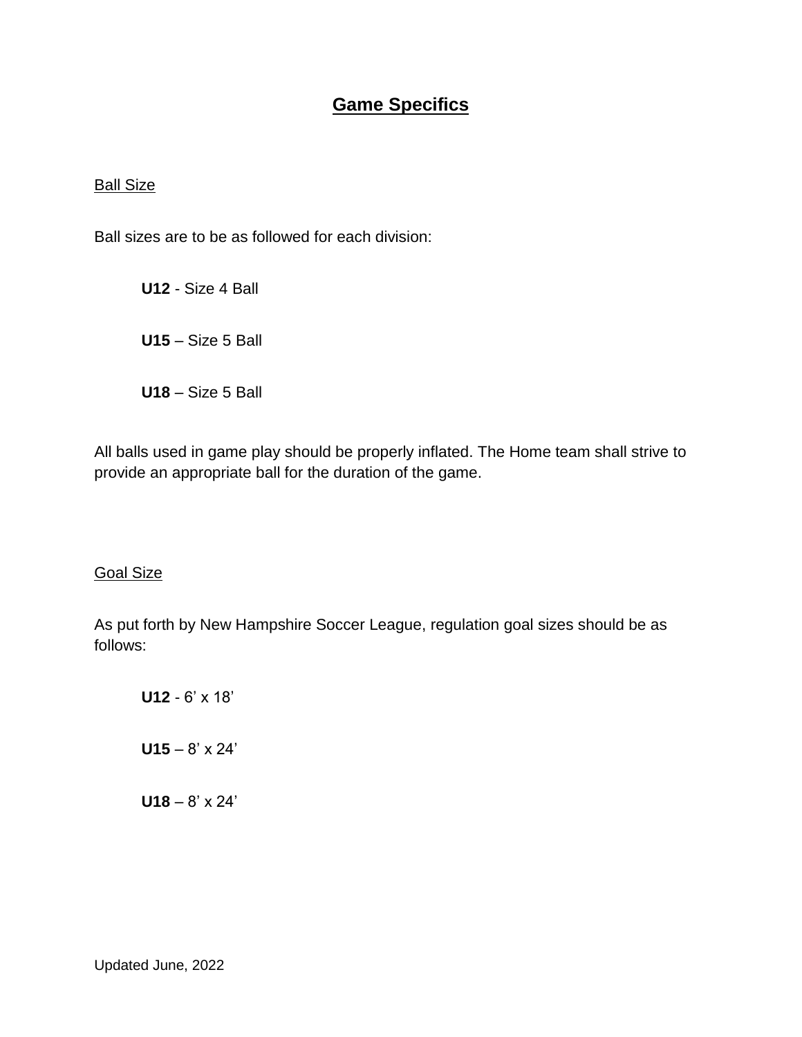# Game Specifics

## Ball Size

Ball sizes are to be as followed for each division:

**U12** - Size 4 Ball

**U15** – Size 5 Ball

**U18** – Size 5 Ball

All balls used in game play should be properly inflated. The Home team shall strive to provide an appropriate ball for the duration of the game.

## Goal Size

As put forth by New Hampshire Soccer League, regulation goal sizes should be as follows:

**U12** - 6’ x 18’

**U15** – 8’ x 24’

**U18** – 8’ x 24’

Updated June, 2022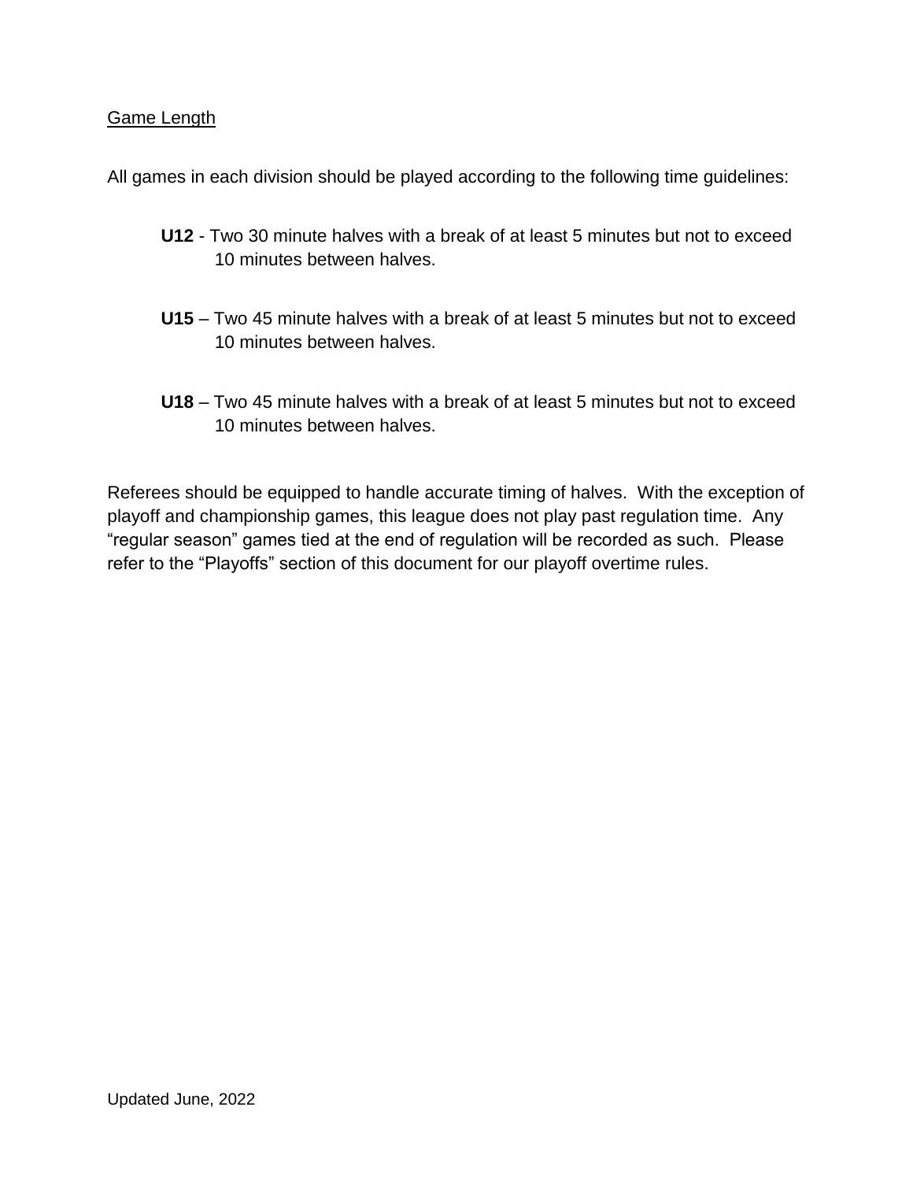## Game Length

All games in each division should be played according to the following time guidelines:

**U12** - Two 30 minute halves with a break of at least 5 minutes but not to exceed 10 minutes between halves.

**U15** – Two 45 minute halves with a break of at least 5 minutes but not to exceed 10 minutes between halves.

**U18** – Two 45 minute halves with a break of at least 5 minutes but not to exceed 10 minutes between halves.

Referees should be equipped to handle accurate timing of halves. With the exception of playoff and championship games, this league does not play past regulation time. Any “regular season” games tied at the end of regulation will be recorded as such. Please refer to the “Playoffs” section of this document for our playoff overtime rules.

Updated June, 2022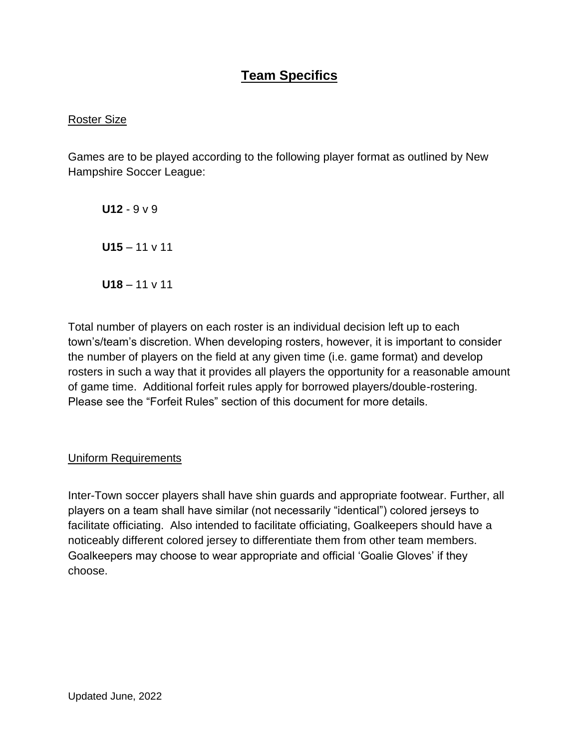# Team Specifics

## Roster Size

Games are to be played according to the following player format as outlined by New Hampshire Soccer League:

**U12** - 9 v 9

**U15** – 11 v 11

**U18** – 11 v 11

Total number of players on each roster is an individual decision left up to each town's/team's discretion. When developing rosters, however, it is important to consider the number of players on the field at any given time (i.e. game format) and develop rosters in such a way that it provides all players the opportunity for a reasonable amount of game time. Additional forfeit rules apply for borrowed players/double-rostering. Please see the "Forfeit Rules" section of this document for more details.

## Uniform Requirements

Inter-Town soccer players shall have shin guards and appropriate footwear. Further, all players on a team shall have similar (not necessarily "identical") colored jerseys to facilitate officiating. Also intended to facilitate officiating, Goalkeepers should have a noticeably different colored jersey to differentiate them from other team members. Goalkeepers may choose to wear appropriate and official 'Goalie Gloves' if they choose.

Updated June, 2022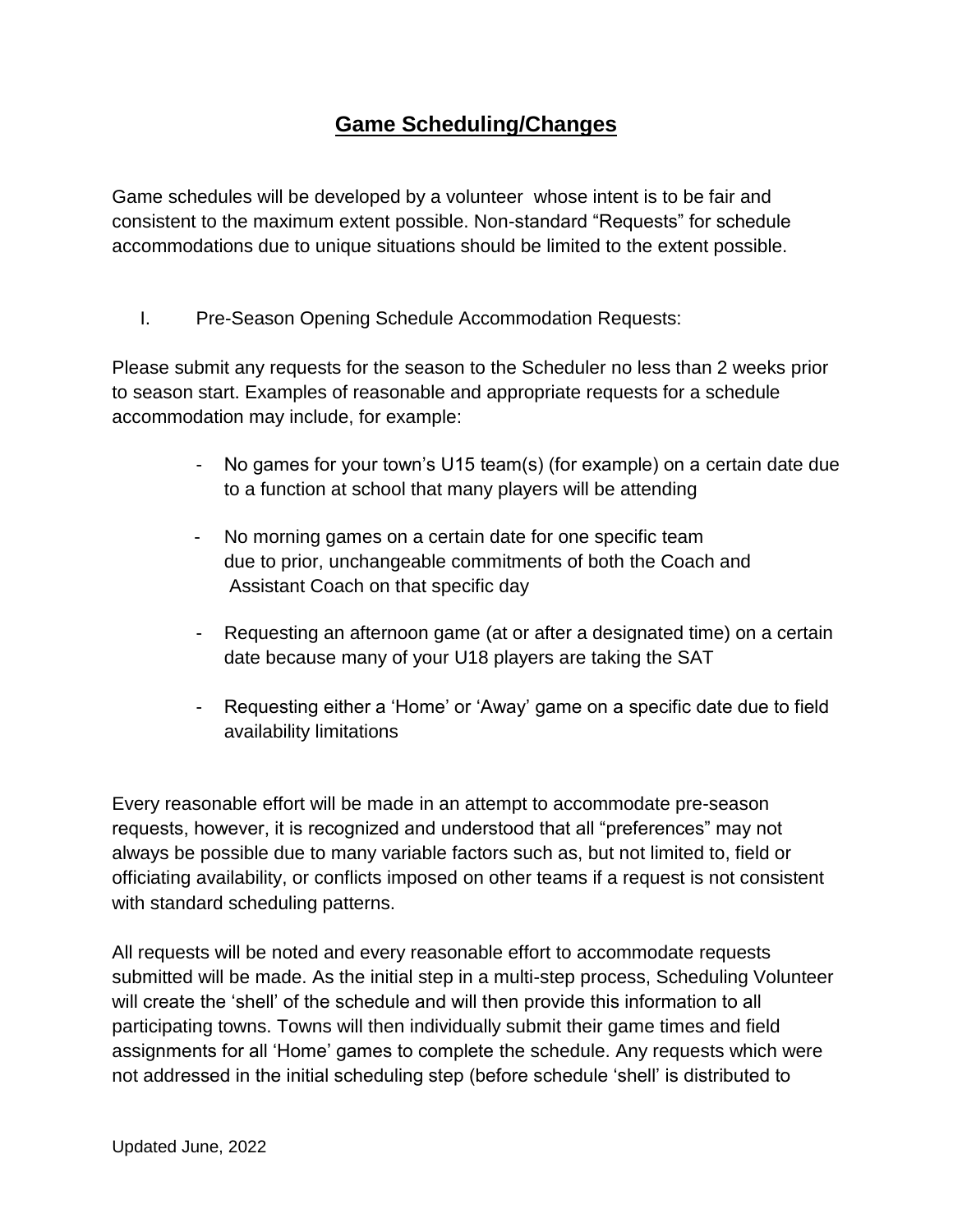## Game Scheduling/Changes

Game schedules will be developed by a volunteer whose intent is to be fair and consistent to the maximum extent possible. Non-standard "Requests" for schedule accommodations due to unique situations should be limited to the extent possible.

I. Pre-Season Opening Schedule Accommodation Requests:

Please submit any requests for the season to the Scheduler no less than 2 weeks prior to season start. Examples of reasonable and appropriate requests for a schedule accommodation may include, for example:

- No games for your town's U15 team(s) (for example) on a certain date due to a function at school that many players will be attending
- No morning games on a certain date for one specific team due to prior, unchangeable commitments of both the Coach and Assistant Coach on that specific day
- Requesting an afternoon game (at or after a designated time) on a certain date because many of your U18 players are taking the SAT
- Requesting either a 'Home' or 'Away' game on a specific date due to field availability limitations

Every reasonable effort will be made in an attempt to accommodate pre-season requests, however, it is recognized and understood that all "preferences" may not always be possible due to many variable factors such as, but not limited to, field or officiating availability, or conflicts imposed on other teams if a request is not consistent with standard scheduling patterns.

All requests will be noted and every reasonable effort to accommodate requests submitted will be made. As the initial step in a multi-step process, Scheduling Volunteer will create the 'shell' of the schedule and will then provide this information to all participating towns. Towns will then individually submit their game times and field assignments for all 'Home' games to complete the schedule. Any requests which were not addressed in the initial scheduling step (before schedule 'shell' is distributed to

Updated June, 2022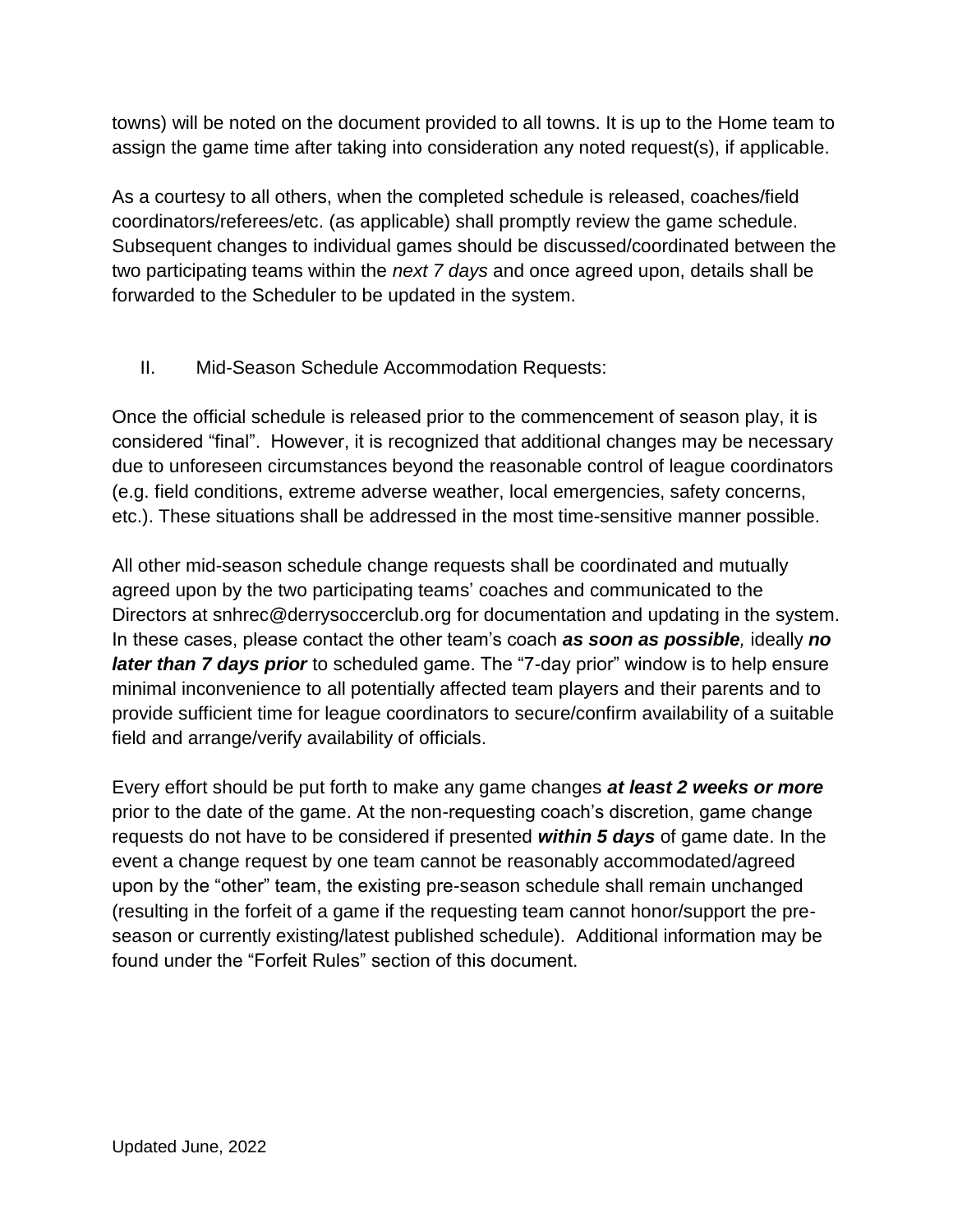towns) will be noted on the document provided to all towns. It is up to the Home team to assign the game time after taking into consideration any noted request(s), if applicable.

As a courtesy to all others, when the completed schedule is released, coaches/field coordinators/referees/etc. (as applicable) shall promptly review the game schedule. Subsequent changes to individual games should be discussed/coordinated between the two participating teams within the *next 7 days* and once agreed upon, details shall be forwarded to the Scheduler to be updated in the system.

## II. Mid-Season Schedule Accommodation Requests:

Once the official schedule is released prior to the commencement of season play, it is considered "final". However, it is recognized that additional changes may be necessary due to unforeseen circumstances beyond the reasonable control of league coordinators (e.g. field conditions, extreme adverse weather, local emergencies, safety concerns, etc.). These situations shall be addressed in the most time-sensitive manner possible.

All other mid-season schedule change requests shall be coordinated and mutually agreed upon by the two participating teams' coaches and communicated to the Directors at snhrec@derrysoccerclub.org for documentation and updating in the system. In these cases, please contact the other team's coach ***as soon as possible,*** ideally ***no later than 7 days prior*** to scheduled game. The "7-day prior" window is to help ensure minimal inconvenience to all potentially affected team players and their parents and to provide sufficient time for league coordinators to secure/confirm availability of a suitable field and arrange/verify availability of officials.

Every effort should be put forth to make any game changes ***at least 2 weeks or more*** prior to the date of the game. At the non-requesting coach's discretion, game change requests do not have to be considered if presented ***within 5 days*** of game date. In the event a change request by one team cannot be reasonably accommodated/agreed upon by the "other" team, the existing pre-season schedule shall remain unchanged (resulting in the forfeit of a game if the requesting team cannot honor/support the pre-season or currently existing/latest published schedule). Additional information may be found under the "Forfeit Rules" section of this document.

Updated June, 2022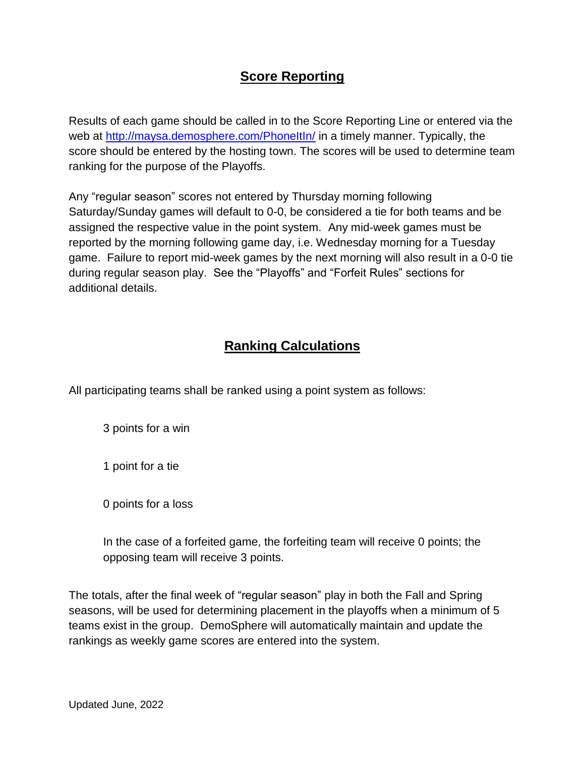## Score Reporting

Results of each game should be called in to the Score Reporting Line or entered via the web at [http://maysa.demosphere.com/PhoneItIn/](http://maysa.demosphere.com/PhoneItIn/) in a timely manner. Typically, the score should be entered by the hosting town. The scores will be used to determine team ranking for the purpose of the Playoffs.

Any "regular season" scores not entered by Thursday morning following Saturday/Sunday games will default to 0-0, be considered a tie for both teams and be assigned the respective value in the point system. Any mid-week games must be reported by the morning following game day, i.e. Wednesday morning for a Tuesday game. Failure to report mid-week games by the next morning will also result in a 0-0 tie during regular season play. See the "Playoffs" and "Forfeit Rules" sections for additional details.

## Ranking Calculations

All participating teams shall be ranked using a point system as follows:

3 points for a win

1 point for a tie

0 points for a loss

In the case of a forfeited game, the forfeiting team will receive 0 points; the opposing team will receive 3 points.

The totals, after the final week of "regular season" play in both the Fall and Spring seasons, will be used for determining placement in the playoffs when a minimum of 5 teams exist in the group. DemoSphere will automatically maintain and update the rankings as weekly game scores are entered into the system.

Updated June, 2022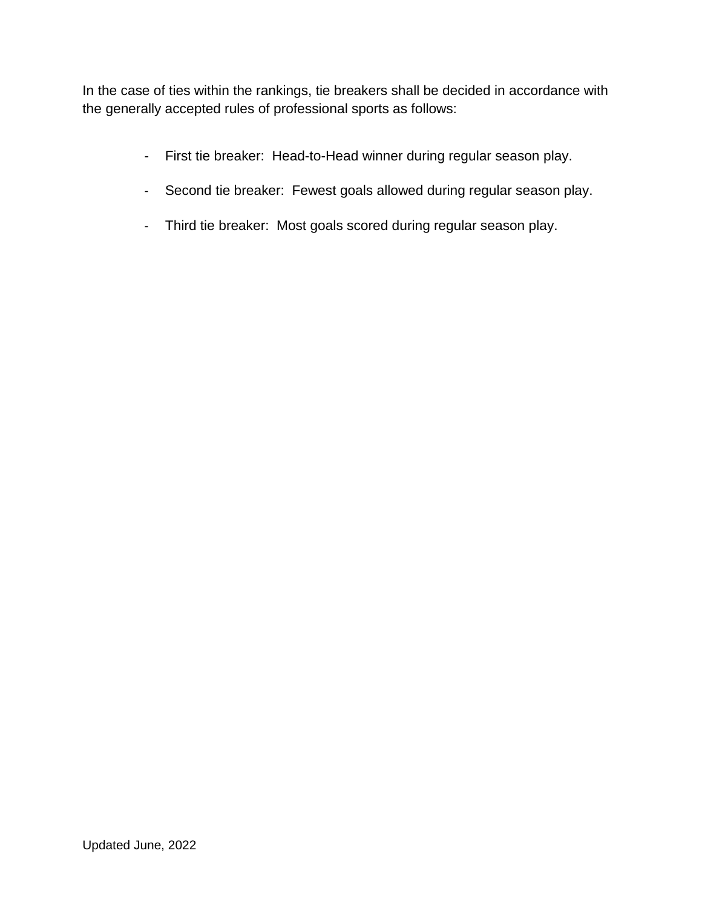In the case of ties within the rankings, tie breakers shall be decided in accordance with the generally accepted rules of professional sports as follows:

- First tie breaker:  Head-to-Head winner during regular season play.
- Second tie breaker:  Fewest goals allowed during regular season play.
- Third tie breaker:  Most goals scored during regular season play.

Updated June, 2022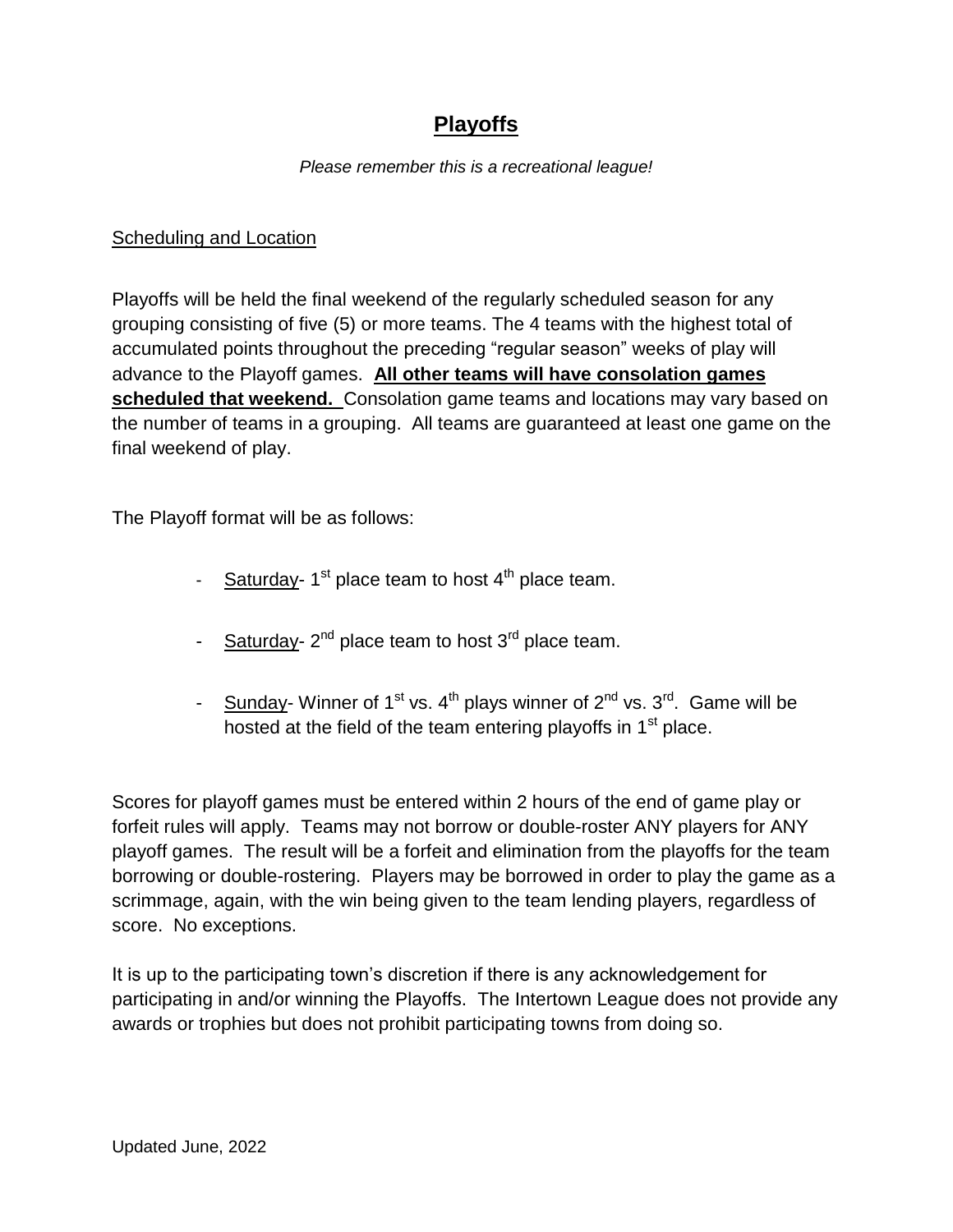# Playoffs

*Please remember this is a recreational league!*

Scheduling and Location

Playoffs will be held the final weekend of the regularly scheduled season for any grouping consisting of five (5) or more teams. The 4 teams with the highest total of accumulated points throughout the preceding "regular season" weeks of play will advance to the Playoff games. **All other teams will have consolation games scheduled that weekend.** Consolation game teams and locations may vary based on the number of teams in a grouping. All teams are guaranteed at least one game on the final weekend of play.

The Playoff format will be as follows:

- Saturday- 1st place team to host 4th place team.
- Saturday- 2nd place team to host 3rd place team.
- Sunday- Winner of 1st vs. 4th plays winner of 2nd vs. 3rd. Game will be hosted at the field of the team entering playoffs in 1st place.

Scores for playoff games must be entered within 2 hours of the end of game play or forfeit rules will apply. Teams may not borrow or double-roster ANY players for ANY playoff games. The result will be a forfeit and elimination from the playoffs for the team borrowing or double-rostering. Players may be borrowed in order to play the game as a scrimmage, again, with the win being given to the team lending players, regardless of score. No exceptions.

It is up to the participating town's discretion if there is any acknowledgement for participating in and/or winning the Playoffs. The Intertown League does not provide any awards or trophies but does not prohibit participating towns from doing so.

Updated June, 2022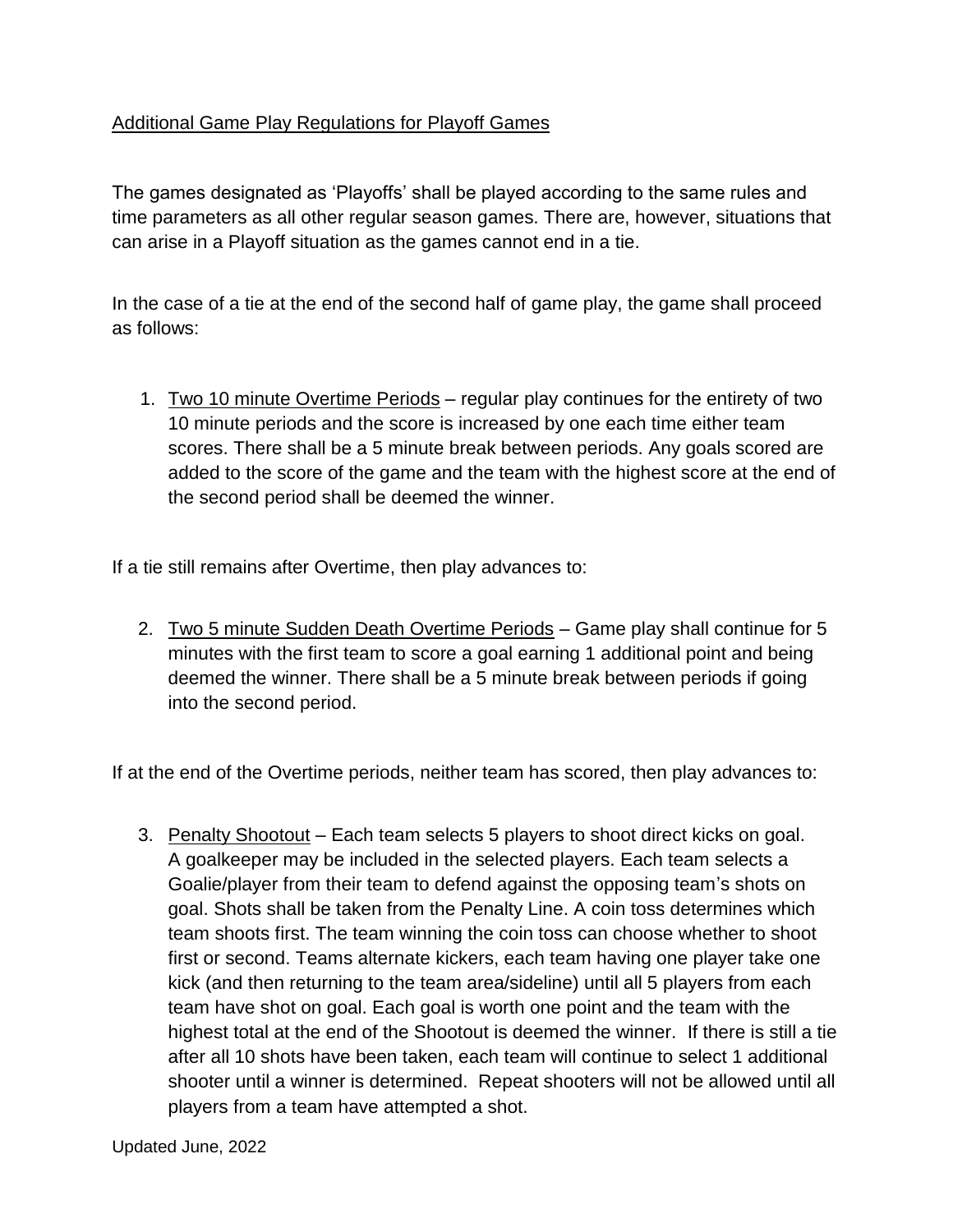## Additional Game Play Regulations for Playoff Games

The games designated as 'Playoffs' shall be played according to the same rules and time parameters as all other regular season games. There are, however, situations that can arise in a Playoff situation as the games cannot end in a tie.

In the case of a tie at the end of the second half of game play, the game shall proceed as follows:

1. Two 10 minute Overtime Periods – regular play continues for the entirety of two 10 minute periods and the score is increased by one each time either team scores. There shall be a 5 minute break between periods. Any goals scored are added to the score of the game and the team with the highest score at the end of the second period shall be deemed the winner.

If a tie still remains after Overtime, then play advances to:

2. Two 5 minute Sudden Death Overtime Periods – Game play shall continue for 5 minutes with the first team to score a goal earning 1 additional point and being deemed the winner. There shall be a 5 minute break between periods if going into the second period.

If at the end of the Overtime periods, neither team has scored, then play advances to:

3. Penalty Shootout – Each team selects 5 players to shoot direct kicks on goal. A goalkeeper may be included in the selected players. Each team selects a Goalie/player from their team to defend against the opposing team's shots on goal. Shots shall be taken from the Penalty Line. A coin toss determines which team shoots first. The team winning the coin toss can choose whether to shoot first or second. Teams alternate kickers, each team having one player take one kick (and then returning to the team area/sideline) until all 5 players from each team have shot on goal. Each goal is worth one point and the team with the highest total at the end of the Shootout is deemed the winner. If there is still a tie after all 10 shots have been taken, each team will continue to select 1 additional shooter until a winner is determined. Repeat shooters will not be allowed until all players from a team have attempted a shot.

Updated June, 2022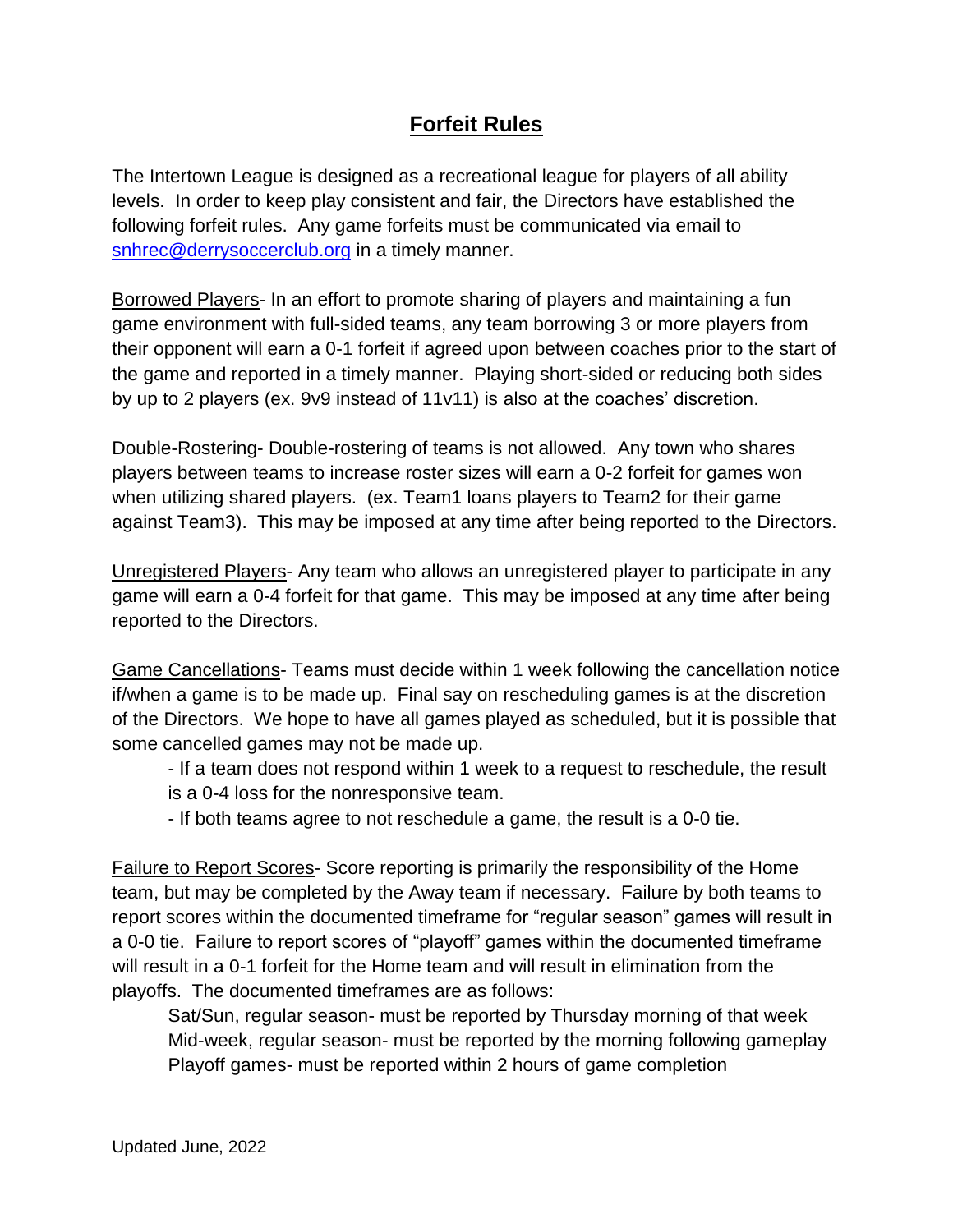# Forfeit Rules

The Intertown League is designed as a recreational league for players of all ability levels. In order to keep play consistent and fair, the Directors have established the following forfeit rules. Any game forfeits must be communicated via email to snhrec@derrysoccerclub.org in a timely manner.

Borrowed Players- In an effort to promote sharing of players and maintaining a fun game environment with full-sided teams, any team borrowing 3 or more players from their opponent will earn a 0-1 forfeit if agreed upon between coaches prior to the start of the game and reported in a timely manner. Playing short-sided or reducing both sides by up to 2 players (ex. 9v9 instead of 11v11) is also at the coaches' discretion.

Double-Rostering- Double-rostering of teams is not allowed. Any town who shares players between teams to increase roster sizes will earn a 0-2 forfeit for games won when utilizing shared players. (ex. Team1 loans players to Team2 for their game against Team3). This may be imposed at any time after being reported to the Directors.

Unregistered Players- Any team who allows an unregistered player to participate in any game will earn a 0-4 forfeit for that game. This may be imposed at any time after being reported to the Directors.

Game Cancellations- Teams must decide within 1 week following the cancellation notice if/when a game is to be made up. Final say on rescheduling games is at the discretion of the Directors. We hope to have all games played as scheduled, but it is possible that some cancelled games may not be made up.

- If a team does not respond within 1 week to a request to reschedule, the result is a 0-4 loss for the nonresponsive team.
- If both teams agree to not reschedule a game, the result is a 0-0 tie.

Failure to Report Scores- Score reporting is primarily the responsibility of the Home team, but may be completed by the Away team if necessary. Failure by both teams to report scores within the documented timeframe for "regular season" games will result in a 0-0 tie. Failure to report scores of "playoff" games within the documented timeframe will result in a 0-1 forfeit for the Home team and will result in elimination from the playoffs. The documented timeframes are as follows:

Sat/Sun, regular season- must be reported by Thursday morning of that week
Mid-week, regular season- must be reported by the morning following gameplay
Playoff games- must be reported within 2 hours of game completion

Updated June, 2022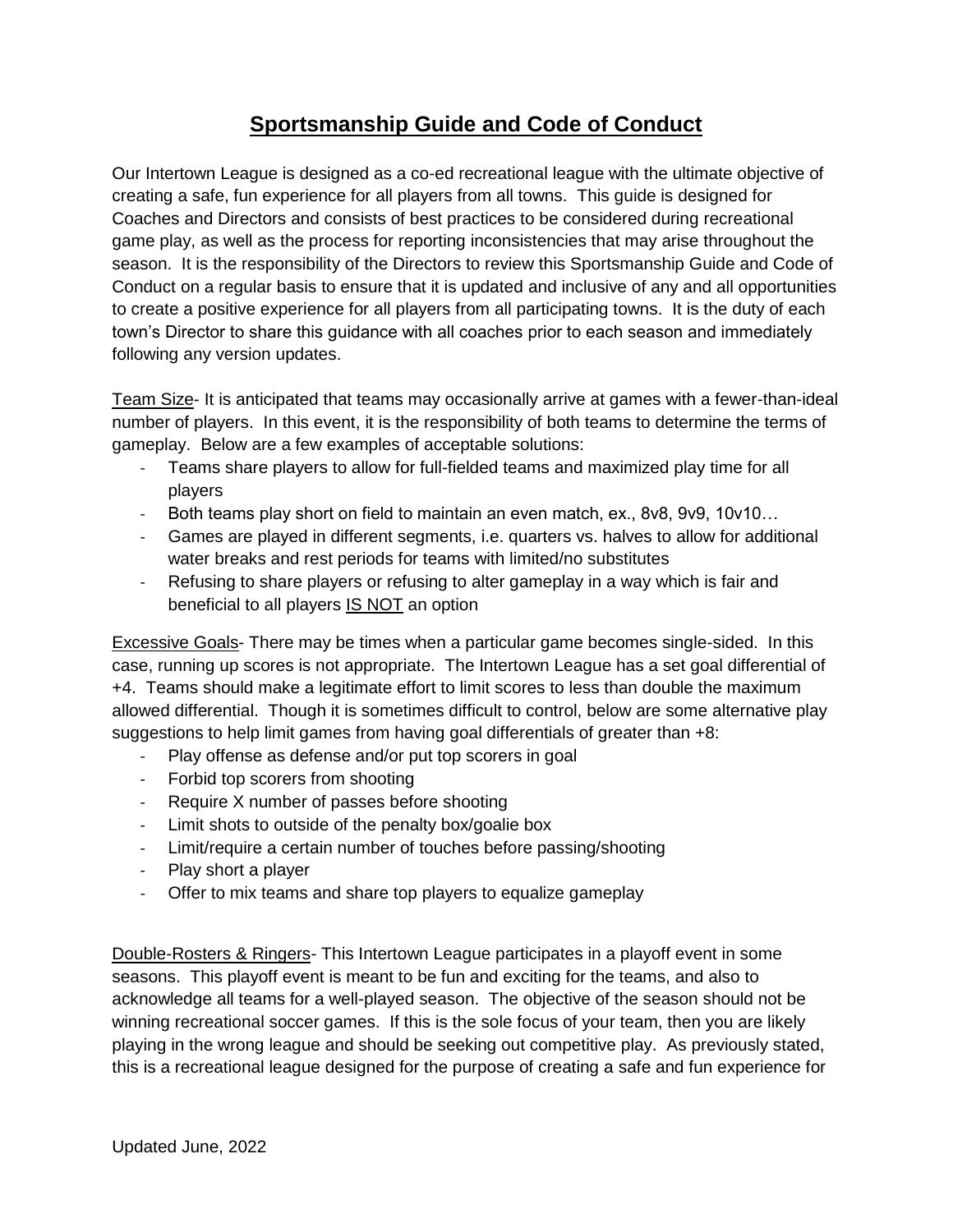# Sportsmanship Guide and Code of Conduct

Our Intertown League is designed as a co-ed recreational league with the ultimate objective of creating a safe, fun experience for all players from all towns. This guide is designed for Coaches and Directors and consists of best practices to be considered during recreational game play, as well as the process for reporting inconsistencies that may arise throughout the season. It is the responsibility of the Directors to review this Sportsmanship Guide and Code of Conduct on a regular basis to ensure that it is updated and inclusive of any and all opportunities to create a positive experience for all players from all participating towns. It is the duty of each town's Director to share this guidance with all coaches prior to each season and immediately following any version updates.

<u>Team Size</u>- It is anticipated that teams may occasionally arrive at games with a fewer-than-ideal number of players. In this event, it is the responsibility of both teams to determine the terms of gameplay. Below are a few examples of acceptable solutions:

- Teams share players to allow for full-fielded teams and maximized play time for all players
- Both teams play short on field to maintain an even match, ex., 8v8, 9v9, 10v10…
- Games are played in different segments, i.e. quarters vs. halves to allow for additional water breaks and rest periods for teams with limited/no substitutes
- Refusing to share players or refusing to alter gameplay in a way which is fair and beneficial to all players <u>IS NOT</u> an option

<u>Excessive Goals</u>- There may be times when a particular game becomes single-sided. In this case, running up scores is not appropriate. The Intertown League has a set goal differential of +4. Teams should make a legitimate effort to limit scores to less than double the maximum allowed differential. Though it is sometimes difficult to control, below are some alternative play suggestions to help limit games from having goal differentials of greater than +8:

- Play offense as defense and/or put top scorers in goal
- Forbid top scorers from shooting
- Require X number of passes before shooting
- Limit shots to outside of the penalty box/goalie box
- Limit/require a certain number of touches before passing/shooting
- Play short a player
- Offer to mix teams and share top players to equalize gameplay

<u>Double-Rosters & Ringers</u>- This Intertown League participates in a playoff event in some seasons. This playoff event is meant to be fun and exciting for the teams, and also to acknowledge all teams for a well-played season. The objective of the season should not be winning recreational soccer games. If this is the sole focus of your team, then you are likely playing in the wrong league and should be seeking out competitive play. As previously stated, this is a recreational league designed for the purpose of creating a safe and fun experience for

Updated June, 2022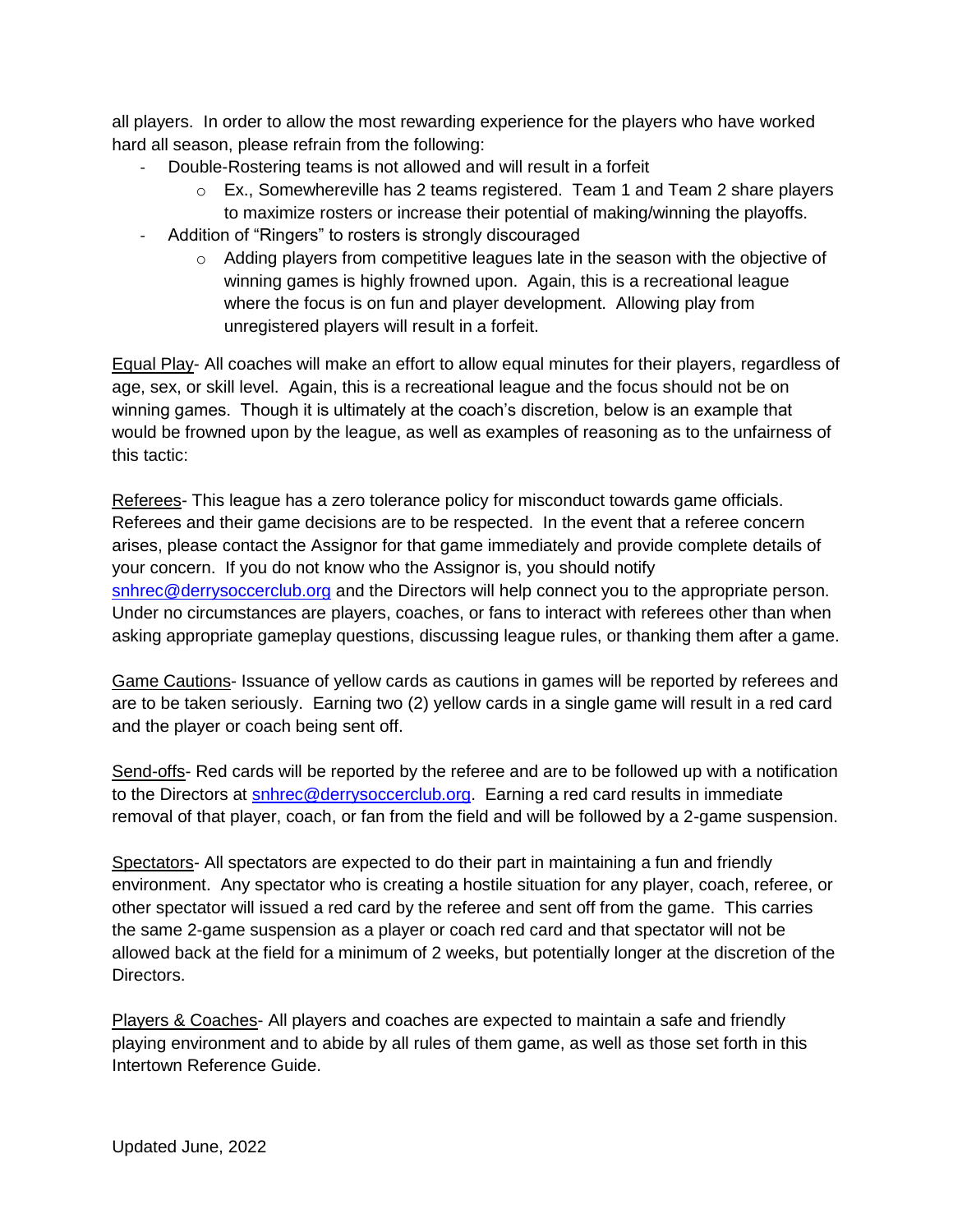all players. In order to allow the most rewarding experience for the players who have worked hard all season, please refrain from the following:

- Double-Rostering teams is not allowed and will result in a forfeit
  - Ex., Somewhereville has 2 teams registered. Team 1 and Team 2 share players to maximize rosters or increase their potential of making/winning the playoffs.
- Addition of "Ringers" to rosters is strongly discouraged
  - Adding players from competitive leagues late in the season with the objective of winning games is highly frowned upon. Again, this is a recreational league where the focus is on fun and player development. Allowing play from unregistered players will result in a forfeit.

<u>Equal Play</u>- All coaches will make an effort to allow equal minutes for their players, regardless of age, sex, or skill level. Again, this is a recreational league and the focus should not be on winning games. Though it is ultimately at the coach's discretion, below is an example that would be frowned upon by the league, as well as examples of reasoning as to the unfairness of this tactic:

<u>Referees</u>- This league has a zero tolerance policy for misconduct towards game officials. Referees and their game decisions are to be respected. In the event that a referee concern arises, please contact the Assignor for that game immediately and provide complete details of your concern. If you do not know who the Assignor is, you should notify snhrec@derrysoccerclub.org and the Directors will help connect you to the appropriate person. Under no circumstances are players, coaches, or fans to interact with referees other than when asking appropriate gameplay questions, discussing league rules, or thanking them after a game.

<u>Game Cautions</u>- Issuance of yellow cards as cautions in games will be reported by referees and are to be taken seriously. Earning two (2) yellow cards in a single game will result in a red card and the player or coach being sent off.

<u>Send-offs</u>- Red cards will be reported by the referee and are to be followed up with a notification to the Directors at snhrec@derrysoccerclub.org. Earning a red card results in immediate removal of that player, coach, or fan from the field and will be followed by a 2-game suspension.

<u>Spectators</u>- All spectators are expected to do their part in maintaining a fun and friendly environment. Any spectator who is creating a hostile situation for any player, coach, referee, or other spectator will issued a red card by the referee and sent off from the game. This carries the same 2-game suspension as a player or coach red card and that spectator will not be allowed back at the field for a minimum of 2 weeks, but potentially longer at the discretion of the Directors.

<u>Players & Coaches</u>- All players and coaches are expected to maintain a safe and friendly playing environment and to abide by all rules of them game, as well as those set forth in this Intertown Reference Guide.

Updated June, 2022